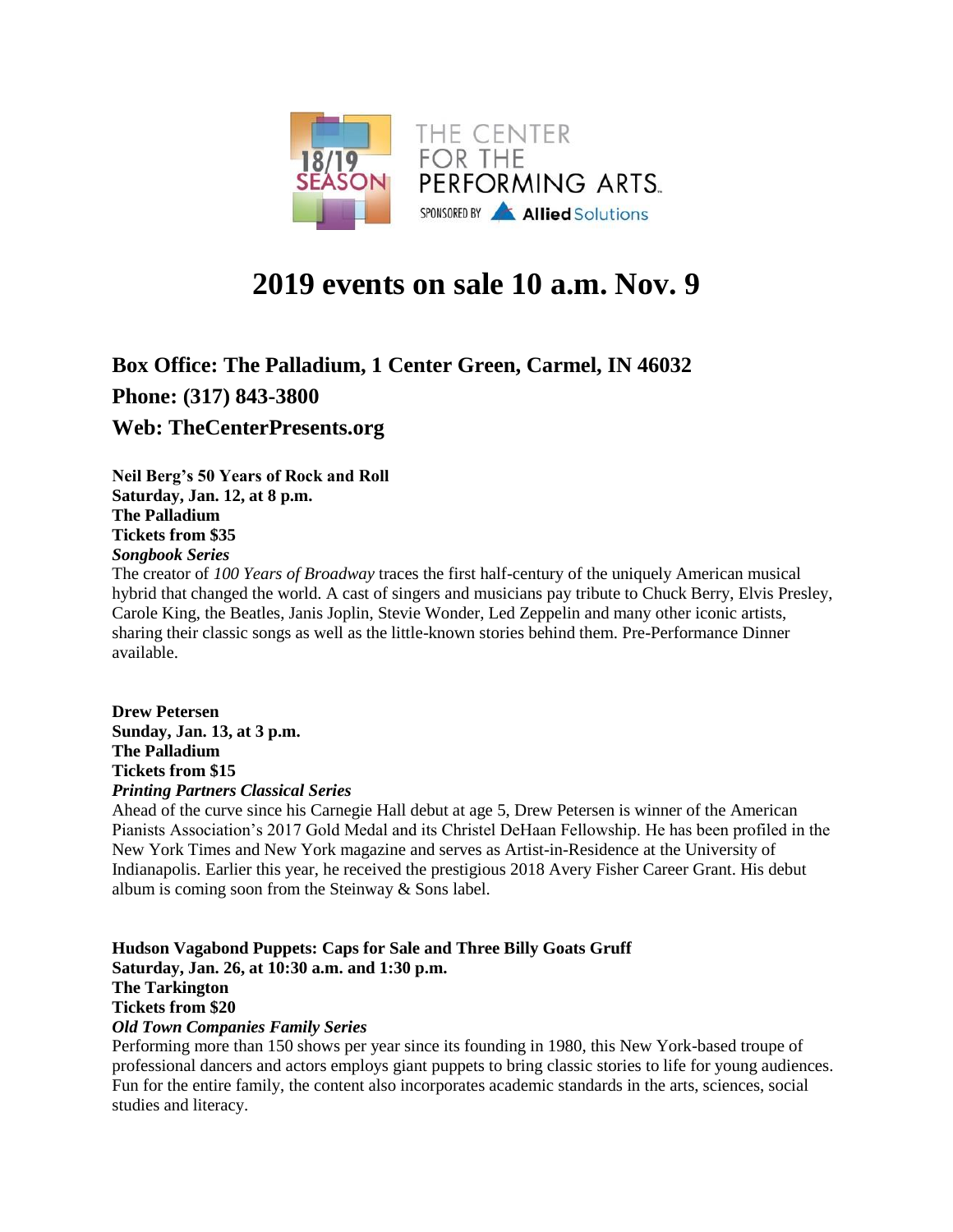THE CENTER FOR THE PERFORMING ARTS

18/19 SEASON

SPONSORED BY Allied Solutions

# 2019 events on sale 10 a.m. Nov. 9

## Box Office: The Palladium, 1 Center Green, Carmel, IN 46032

## Phone: (317) 843-3800

## Web: TheCenterPresents.org

**Neil Berg's 50 Years of Rock and Roll**
**Saturday, Jan. 12, at 8 p.m.**
**The Palladium**
**Tickets from $35**
***Songbook Series***
The creator of *100 Years of Broadway* traces the first half-century of the uniquely American musical hybrid that changed the world. A cast of singers and musicians pay tribute to Chuck Berry, Elvis Presley, Carole King, the Beatles, Janis Joplin, Stevie Wonder, Led Zeppelin and many other iconic artists, sharing their classic songs as well as the little-known stories behind them. Pre-Performance Dinner available.

**Drew Petersen**
**Sunday, Jan. 13, at 3 p.m.**
**The Palladium**
**Tickets from $15**
***Printing Partners Classical Series***
Ahead of the curve since his Carnegie Hall debut at age 5, Drew Petersen is winner of the American Pianists Association's 2017 Gold Medal and its Christel DeHaan Fellowship. He has been profiled in the New York Times and New York magazine and serves as Artist-in-Residence at the University of Indianapolis. Earlier this year, he received the prestigious 2018 Avery Fisher Career Grant. His debut album is coming soon from the Steinway & Sons label.

**Hudson Vagabond Puppets: Caps for Sale and Three Billy Goats Gruff**
**Saturday, Jan. 26, at 10:30 a.m. and 1:30 p.m.**
**The Tarkington**
**Tickets from $20**
***Old Town Companies Family Series***
Performing more than 150 shows per year since its founding in 1980, this New York-based troupe of professional dancers and actors employs giant puppets to bring classic stories to life for young audiences. Fun for the entire family, the content also incorporates academic standards in the arts, sciences, social studies and literacy.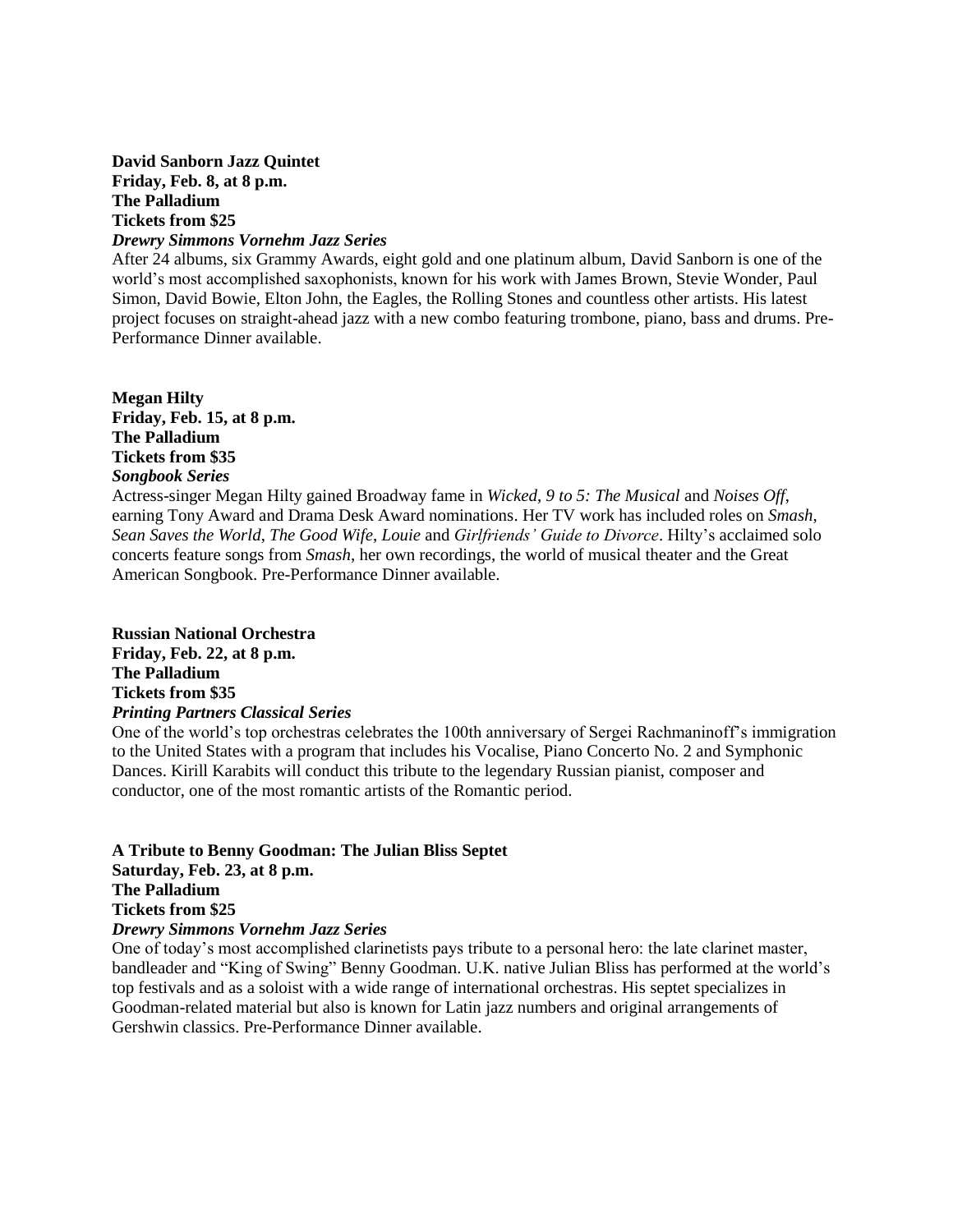**David Sanborn Jazz Quintet**
**Friday, Feb. 8, at 8 p.m.**
**The Palladium**
**Tickets from $25**
***Drewry Simmons Vornehm Jazz Series***

After 24 albums, six Grammy Awards, eight gold and one platinum album, David Sanborn is one of the world's most accomplished saxophonists, known for his work with James Brown, Stevie Wonder, Paul Simon, David Bowie, Elton John, the Eagles, the Rolling Stones and countless other artists. His latest project focuses on straight-ahead jazz with a new combo featuring trombone, piano, bass and drums. Pre-Performance Dinner available.

**Megan Hilty**
**Friday, Feb. 15, at 8 p.m.**
**The Palladium**
**Tickets from $35**
***Songbook Series***

Actress-singer Megan Hilty gained Broadway fame in *Wicked*, *9 to 5: The Musical* and *Noises Off*, earning Tony Award and Drama Desk Award nominations. Her TV work has included roles on *Smash*, *Sean Saves the World*, *The Good Wife*, *Louie* and *Girlfriends' Guide to Divorce*. Hilty's acclaimed solo concerts feature songs from *Smash*, her own recordings, the world of musical theater and the Great American Songbook. Pre-Performance Dinner available.

**Russian National Orchestra**
**Friday, Feb. 22, at 8 p.m.**
**The Palladium**
**Tickets from $35**
***Printing Partners Classical Series***

One of the world's top orchestras celebrates the 100th anniversary of Sergei Rachmaninoff's immigration to the United States with a program that includes his Vocalise, Piano Concerto No. 2 and Symphonic Dances. Kirill Karabits will conduct this tribute to the legendary Russian pianist, composer and conductor, one of the most romantic artists of the Romantic period.

**A Tribute to Benny Goodman: The Julian Bliss Septet**
**Saturday, Feb. 23, at 8 p.m.**
**The Palladium**
**Tickets from $25**
***Drewry Simmons Vornehm Jazz Series***

One of today's most accomplished clarinetists pays tribute to a personal hero: the late clarinet master, bandleader and "King of Swing" Benny Goodman. U.K. native Julian Bliss has performed at the world's top festivals and as a soloist with a wide range of international orchestras. His septet specializes in Goodman-related material but also is known for Latin jazz numbers and original arrangements of Gershwin classics. Pre-Performance Dinner available.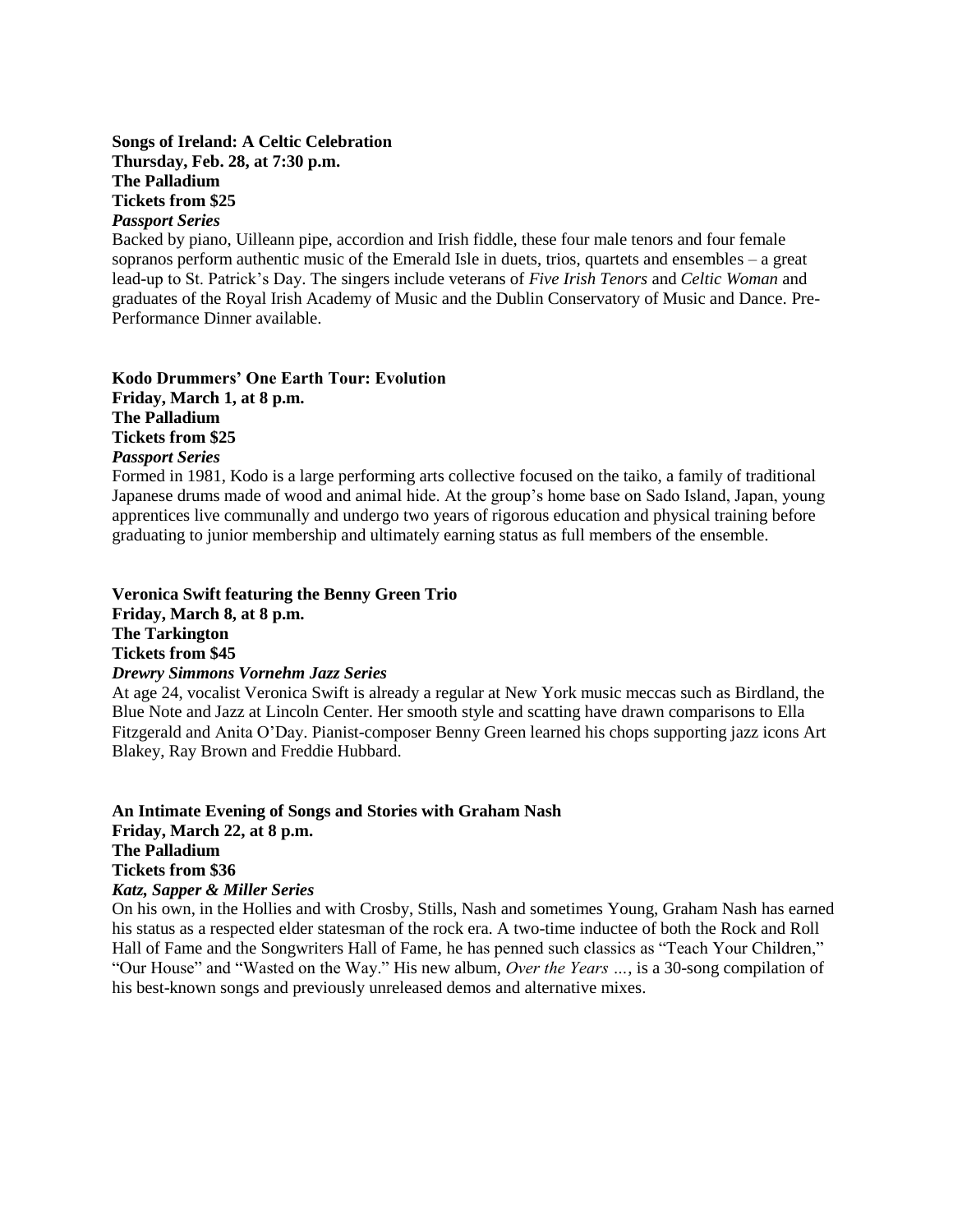**Songs of Ireland: A Celtic Celebration**
**Thursday, Feb. 28, at 7:30 p.m.**
**The Palladium**
**Tickets from $25**
***Passport Series***

Backed by piano, Uilleann pipe, accordion and Irish fiddle, these four male tenors and four female sopranos perform authentic music of the Emerald Isle in duets, trios, quartets and ensembles – a great lead-up to St. Patrick's Day. The singers include veterans of *Five Irish Tenors* and *Celtic Woman* and graduates of the Royal Irish Academy of Music and the Dublin Conservatory of Music and Dance. Pre-Performance Dinner available.

**Kodo Drummers' One Earth Tour: Evolution**
**Friday, March 1, at 8 p.m.**
**The Palladium**
**Tickets from $25**
***Passport Series***

Formed in 1981, Kodo is a large performing arts collective focused on the taiko, a family of traditional Japanese drums made of wood and animal hide. At the group's home base on Sado Island, Japan, young apprentices live communally and undergo two years of rigorous education and physical training before graduating to junior membership and ultimately earning status as full members of the ensemble.

**Veronica Swift featuring the Benny Green Trio**
**Friday, March 8, at 8 p.m.**
**The Tarkington**
**Tickets from $45**
***Drewry Simmons Vornehm Jazz Series***

At age 24, vocalist Veronica Swift is already a regular at New York music meccas such as Birdland, the Blue Note and Jazz at Lincoln Center. Her smooth style and scatting have drawn comparisons to Ella Fitzgerald and Anita O'Day. Pianist-composer Benny Green learned his chops supporting jazz icons Art Blakey, Ray Brown and Freddie Hubbard.

**An Intimate Evening of Songs and Stories with Graham Nash**
**Friday, March 22, at 8 p.m.**
**The Palladium**
**Tickets from $36**
***Katz, Sapper & Miller Series***

On his own, in the Hollies and with Crosby, Stills, Nash and sometimes Young, Graham Nash has earned his status as a respected elder statesman of the rock era. A two-time inductee of both the Rock and Roll Hall of Fame and the Songwriters Hall of Fame, he has penned such classics as "Teach Your Children," "Our House" and "Wasted on the Way." His new album, *Over the Years …*, is a 30-song compilation of his best-known songs and previously unreleased demos and alternative mixes.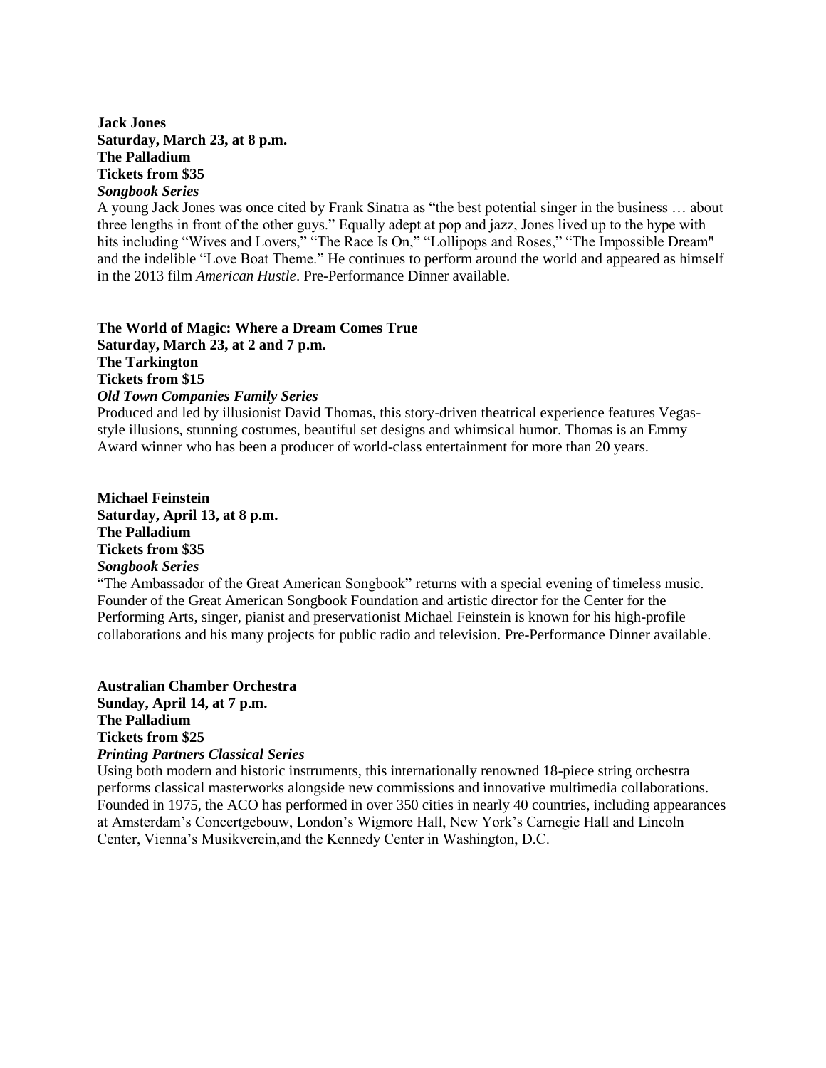**Jack Jones**
**Saturday, March 23, at 8 p.m.**
**The Palladium**
**Tickets from $35**
***Songbook Series***

A young Jack Jones was once cited by Frank Sinatra as "the best potential singer in the business … about three lengths in front of the other guys." Equally adept at pop and jazz, Jones lived up to the hype with hits including "Wives and Lovers," "The Race Is On," "Lollipops and Roses," "The Impossible Dream" and the indelible "Love Boat Theme." He continues to perform around the world and appeared as himself in the 2013 film *American Hustle*. Pre-Performance Dinner available.

**The World of Magic: Where a Dream Comes True**
**Saturday, March 23, at 2 and 7 p.m.**
**The Tarkington**
**Tickets from $15**
***Old Town Companies Family Series***

Produced and led by illusionist David Thomas, this story-driven theatrical experience features Vegas-style illusions, stunning costumes, beautiful set designs and whimsical humor. Thomas is an Emmy Award winner who has been a producer of world-class entertainment for more than 20 years.

**Michael Feinstein**
**Saturday, April 13, at 8 p.m.**
**The Palladium**
**Tickets from $35**
***Songbook Series***

"The Ambassador of the Great American Songbook" returns with a special evening of timeless music. Founder of the Great American Songbook Foundation and artistic director for the Center for the Performing Arts, singer, pianist and preservationist Michael Feinstein is known for his high-profile collaborations and his many projects for public radio and television. Pre-Performance Dinner available.

**Australian Chamber Orchestra**
**Sunday, April 14, at 7 p.m.**
**The Palladium**
**Tickets from $25**
***Printing Partners Classical Series***

Using both modern and historic instruments, this internationally renowned 18-piece string orchestra performs classical masterworks alongside new commissions and innovative multimedia collaborations. Founded in 1975, the ACO has performed in over 350 cities in nearly 40 countries, including appearances at Amsterdam's Concertgebouw, London's Wigmore Hall, New York's Carnegie Hall and Lincoln Center, Vienna's Musikverein,and the Kennedy Center in Washington, D.C.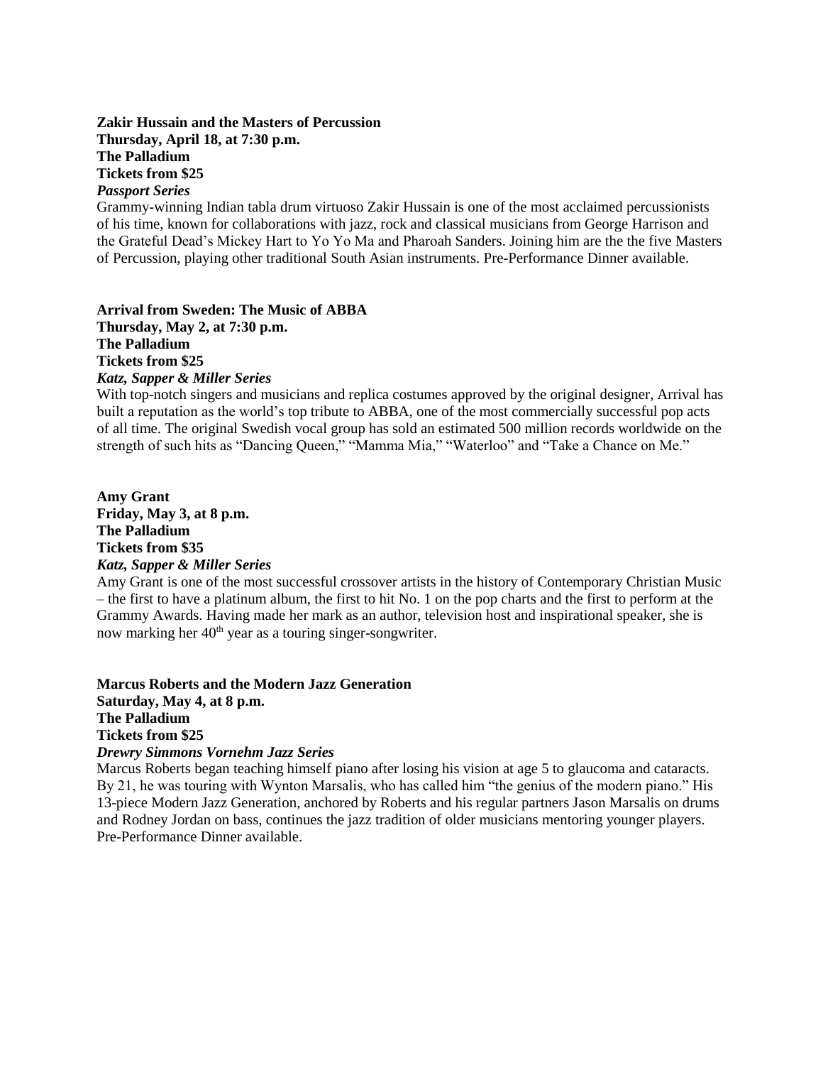**Zakir Hussain and the Masters of Percussion**
**Thursday, April 18, at 7:30 p.m.**
**The Palladium**
**Tickets from $25**
***Passport Series***

Grammy-winning Indian tabla drum virtuoso Zakir Hussain is one of the most acclaimed percussionists of his time, known for collaborations with jazz, rock and classical musicians from George Harrison and the Grateful Dead's Mickey Hart to Yo Yo Ma and Pharoah Sanders. Joining him are the the five Masters of Percussion, playing other traditional South Asian instruments. Pre-Performance Dinner available.

**Arrival from Sweden: The Music of ABBA**
**Thursday, May 2, at 7:30 p.m.**
**The Palladium**
**Tickets from $25**
***Katz, Sapper & Miller Series***

With top-notch singers and musicians and replica costumes approved by the original designer, Arrival has built a reputation as the world's top tribute to ABBA, one of the most commercially successful pop acts of all time. The original Swedish vocal group has sold an estimated 500 million records worldwide on the strength of such hits as "Dancing Queen," "Mamma Mia," "Waterloo" and "Take a Chance on Me."

**Amy Grant**
**Friday, May 3, at 8 p.m.**
**The Palladium**
**Tickets from $35**
***Katz, Sapper & Miller Series***

Amy Grant is one of the most successful crossover artists in the history of Contemporary Christian Music – the first to have a platinum album, the first to hit No. 1 on the pop charts and the first to perform at the Grammy Awards. Having made her mark as an author, television host and inspirational speaker, she is now marking her 40th year as a touring singer-songwriter.

**Marcus Roberts and the Modern Jazz Generation**
**Saturday, May 4, at 8 p.m.**
**The Palladium**
**Tickets from $25**
***Drewry Simmons Vornehm Jazz Series***

Marcus Roberts began teaching himself piano after losing his vision at age 5 to glaucoma and cataracts. By 21, he was touring with Wynton Marsalis, who has called him "the genius of the modern piano." His 13-piece Modern Jazz Generation, anchored by Roberts and his regular partners Jason Marsalis on drums and Rodney Jordan on bass, continues the jazz tradition of older musicians mentoring younger players. Pre-Performance Dinner available.